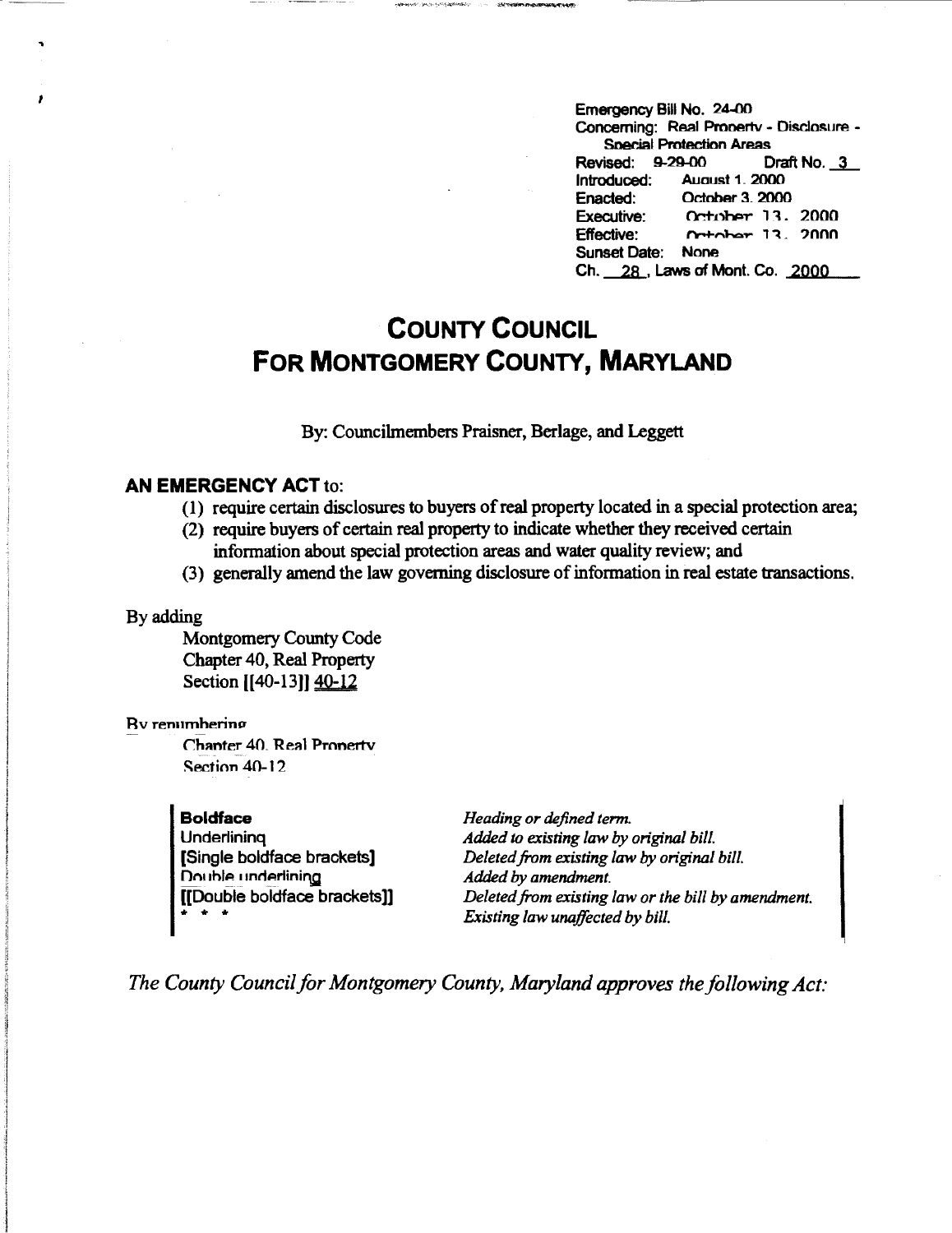Emergency Bill No. 24-00
Concerning: Real Property - Disclosure - Special Protection Areas
Revised: 9-29-00 Draft No. 3
Introduced: August 1, 2000
Enacted: October 3, 2000
Executive: October 13, 2000
Effective: October 13, 2000
Sunset Date: None
Ch. 28, Laws of Mont. Co. 2000

# COUNTY COUNCIL FOR MONTGOMERY COUNTY, MARYLAND

By: Councilmembers Praisner, Berlage, and Leggett

## AN EMERGENCY ACT to:

(1) require certain disclosures to buyers of real property located in a special protection area;
(2) require buyers of certain real property to indicate whether they received certain information about special protection areas and water quality review; and
(3) generally amend the law governing disclosure of information in real estate transactions.

By adding

Montgomery County Code
Chapter 40, Real Property
Section [[40-13]] 40-12

By renumbering

Chapter 40, Real Property
Section 40-12

| | |
|---|---|
| **Boldface** | *Heading or defined term.* |
| Underlining | *Added to existing law by original bill.* |
| [Single boldface brackets] | *Deleted from existing law by original bill.* |
| Double underlining | *Added by amendment.* |
| [[Double boldface brackets]] | *Deleted from existing law or the bill by amendment.* |
| * * * | *Existing law unaffected by bill.* |

*The County Council for Montgomery County, Maryland approves the following Act:*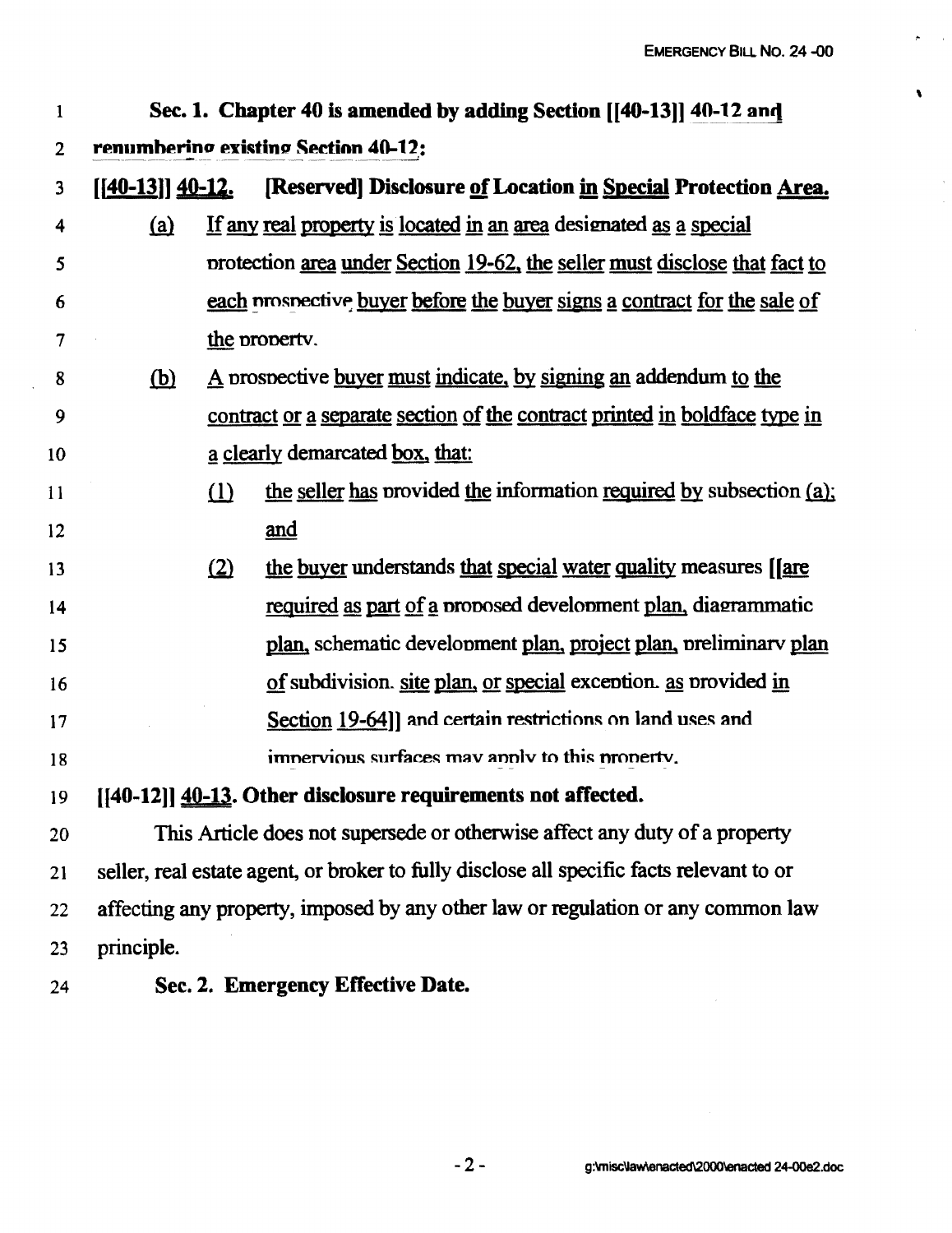**Sec. 1. Chapter 40 is amended by adding Section [[40-13]] 40-12 and renumbering existing Section 40-12:**

**[[40-13]] 40-12. [Reserved] Disclosure of Location in Special Protection Area.**

(a) If any real property is located in an area designated as a special protection area under Section 19-62, the seller must disclose that fact to each prospective buyer before the buyer signs a contract for the sale of the property.

(b) A prospective buyer must indicate, by signing an addendum to the contract or a separate section of the contract printed in boldface type in a clearly demarcated box, that:

(1) the seller has provided the information required by subsection (a); and

(2) the buyer understands that special water quality measures [[are required as part of a proposed development plan, diagrammatic plan, schematic development plan, project plan, preliminary plan of subdivision, site plan, or special exception, as provided in Section 19-64]] and certain restrictions on land uses and impervious surfaces may apply to this property.

**[[40-12]] 40-13. Other disclosure requirements not affected.**

This Article does not supersede or otherwise affect any duty of a property seller, real estate agent, or broker to fully disclose all specific facts relevant to or affecting any property, imposed by any other law or regulation or any common law principle.

**Sec. 2. Emergency Effective Date.**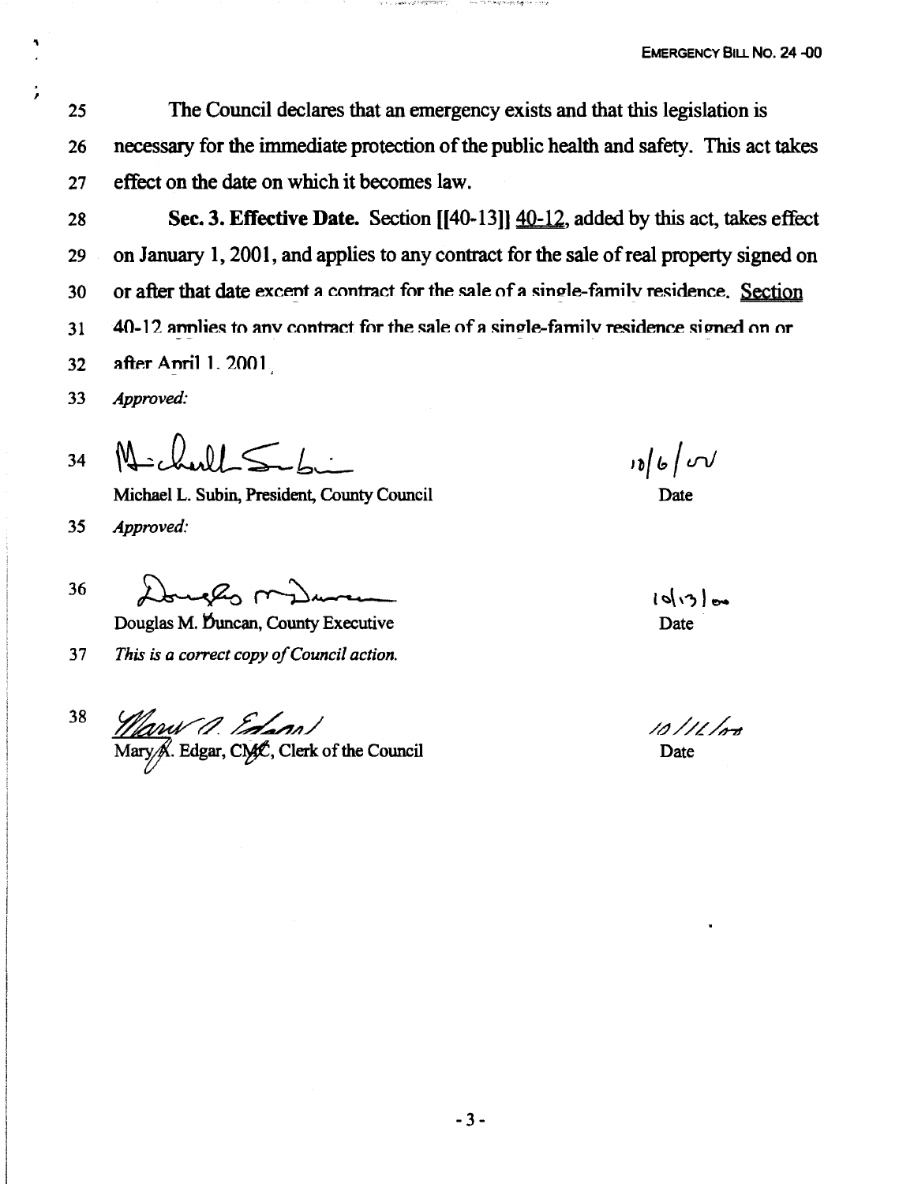25 The Council declares that an emergency exists and that this legislation is
26 necessary for the immediate protection of the public health and safety. This act takes
27 effect on the date on which it becomes law.

28 **Sec. 3. Effective Date.** Section [[40-13]] 40-12, added by this act, takes effect
29 on January 1, 2001, and applies to any contract for the sale of real property signed on
30 or after that date except a contract for the sale of a single-family residence. Section
31 40-12 applies to any contract for the sale of a single-family residence signed on or
32 after April 1, 2001.

33 *Approved:*

34

Michael L. Subin, President, County Council — Date: 10/6/00

35 *Approved:*

36

Douglas M. Duncan, County Executive — Date: 10/13/00

37 *This is a correct copy of Council action.*

38

Mary A. Edgar, CMC, Clerk of the Council — Date: 10/11/00